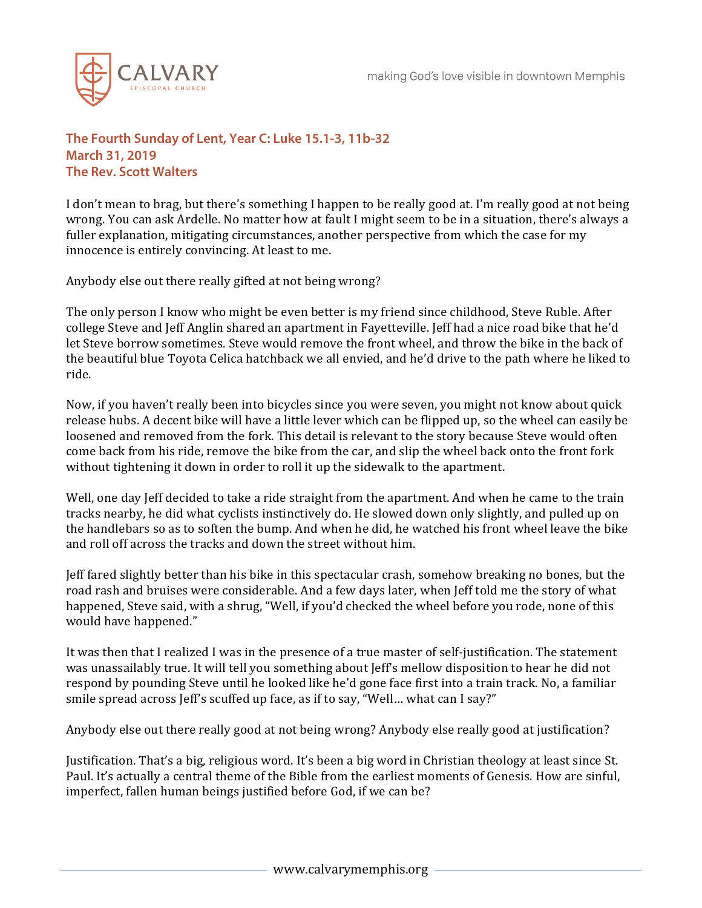**The Fourth Sunday of Lent, Year C: Luke 15.1-3, 11b-32**
**March 31, 2019**
**The Rev. Scott Walters**

I don't mean to brag, but there's something I happen to be really good at. I'm really good at not being wrong. You can ask Ardelle. No matter how at fault I might seem to be in a situation, there's always a fuller explanation, mitigating circumstances, another perspective from which the case for my innocence is entirely convincing. At least to me.

Anybody else out there really gifted at not being wrong?

The only person I know who might be even better is my friend since childhood, Steve Ruble. After college Steve and Jeff Anglin shared an apartment in Fayetteville. Jeff had a nice road bike that he'd let Steve borrow sometimes. Steve would remove the front wheel, and throw the bike in the back of the beautiful blue Toyota Celica hatchback we all envied, and he'd drive to the path where he liked to ride.

Now, if you haven't really been into bicycles since you were seven, you might not know about quick release hubs. A decent bike will have a little lever which can be flipped up, so the wheel can easily be loosened and removed from the fork. This detail is relevant to the story because Steve would often come back from his ride, remove the bike from the car, and slip the wheel back onto the front fork without tightening it down in order to roll it up the sidewalk to the apartment.

Well, one day Jeff decided to take a ride straight from the apartment. And when he came to the train tracks nearby, he did what cyclists instinctively do. He slowed down only slightly, and pulled up on the handlebars so as to soften the bump. And when he did, he watched his front wheel leave the bike and roll off across the tracks and down the street without him.

Jeff fared slightly better than his bike in this spectacular crash, somehow breaking no bones, but the road rash and bruises were considerable. And a few days later, when Jeff told me the story of what happened, Steve said, with a shrug, "Well, if you'd checked the wheel before you rode, none of this would have happened."

It was then that I realized I was in the presence of a true master of self-justification. The statement was unassailably true. It will tell you something about Jeff's mellow disposition to hear he did not respond by pounding Steve until he looked like he'd gone face first into a train track. No, a familiar smile spread across Jeff's scuffed up face, as if to say, "Well… what can I say?"

Anybody else out there really good at not being wrong? Anybody else really good at justification?

Justification. That's a big, religious word. It's been a big word in Christian theology at least since St. Paul. It's actually a central theme of the Bible from the earliest moments of Genesis. How are sinful, imperfect, fallen human beings justified before God, if we can be?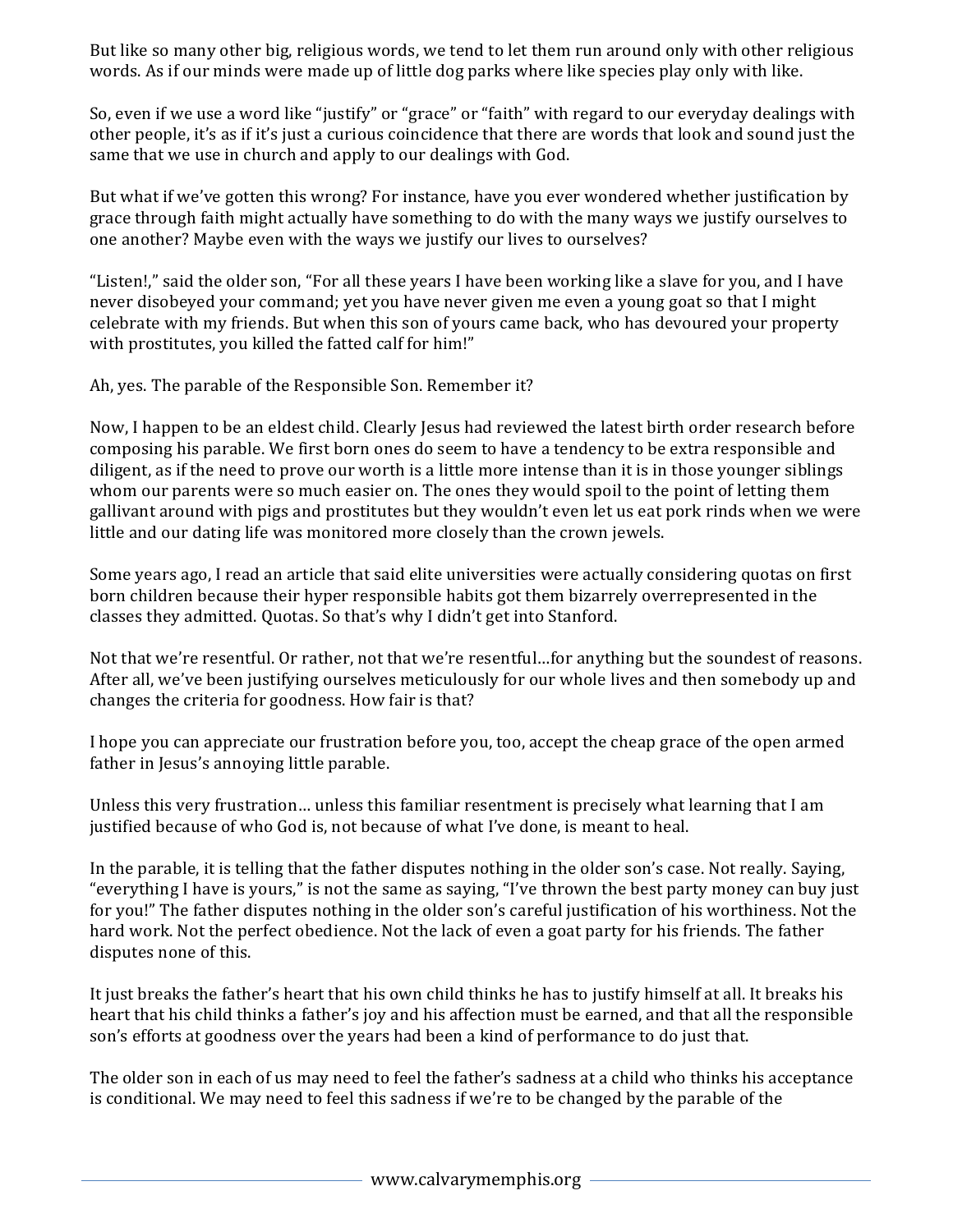But like so many other big, religious words, we tend to let them run around only with other religious words. As if our minds were made up of little dog parks where like species play only with like.

So, even if we use a word like "justify" or "grace" or "faith" with regard to our everyday dealings with other people, it's as if it's just a curious coincidence that there are words that look and sound just the same that we use in church and apply to our dealings with God.

But what if we've gotten this wrong? For instance, have you ever wondered whether justification by grace through faith might actually have something to do with the many ways we justify ourselves to one another? Maybe even with the ways we justify our lives to ourselves?

"Listen!," said the older son, "For all these years I have been working like a slave for you, and I have never disobeyed your command; yet you have never given me even a young goat so that I might celebrate with my friends. But when this son of yours came back, who has devoured your property with prostitutes, you killed the fatted calf for him!"

Ah, yes. The parable of the Responsible Son. Remember it?

Now, I happen to be an eldest child. Clearly Jesus had reviewed the latest birth order research before composing his parable. We first born ones do seem to have a tendency to be extra responsible and diligent, as if the need to prove our worth is a little more intense than it is in those younger siblings whom our parents were so much easier on. The ones they would spoil to the point of letting them gallivant around with pigs and prostitutes but they wouldn't even let us eat pork rinds when we were little and our dating life was monitored more closely than the crown jewels.

Some years ago, I read an article that said elite universities were actually considering quotas on first born children because their hyper responsible habits got them bizarrely overrepresented in the classes they admitted. Quotas. So that's why I didn't get into Stanford.

Not that we're resentful. Or rather, not that we're resentful…for anything but the soundest of reasons. After all, we've been justifying ourselves meticulously for our whole lives and then somebody up and changes the criteria for goodness. How fair is that?

I hope you can appreciate our frustration before you, too, accept the cheap grace of the open armed father in Jesus's annoying little parable.

Unless this very frustration… unless this familiar resentment is precisely what learning that I am justified because of who God is, not because of what I've done, is meant to heal.

In the parable, it is telling that the father disputes nothing in the older son's case. Not really. Saying, "everything I have is yours," is not the same as saying, "I've thrown the best party money can buy just for you!" The father disputes nothing in the older son's careful justification of his worthiness. Not the hard work. Not the perfect obedience. Not the lack of even a goat party for his friends. The father disputes none of this.

It just breaks the father's heart that his own child thinks he has to justify himself at all. It breaks his heart that his child thinks a father's joy and his affection must be earned, and that all the responsible son's efforts at goodness over the years had been a kind of performance to do just that.

The older son in each of us may need to feel the father's sadness at a child who thinks his acceptance is conditional. We may need to feel this sadness if we're to be changed by the parable of the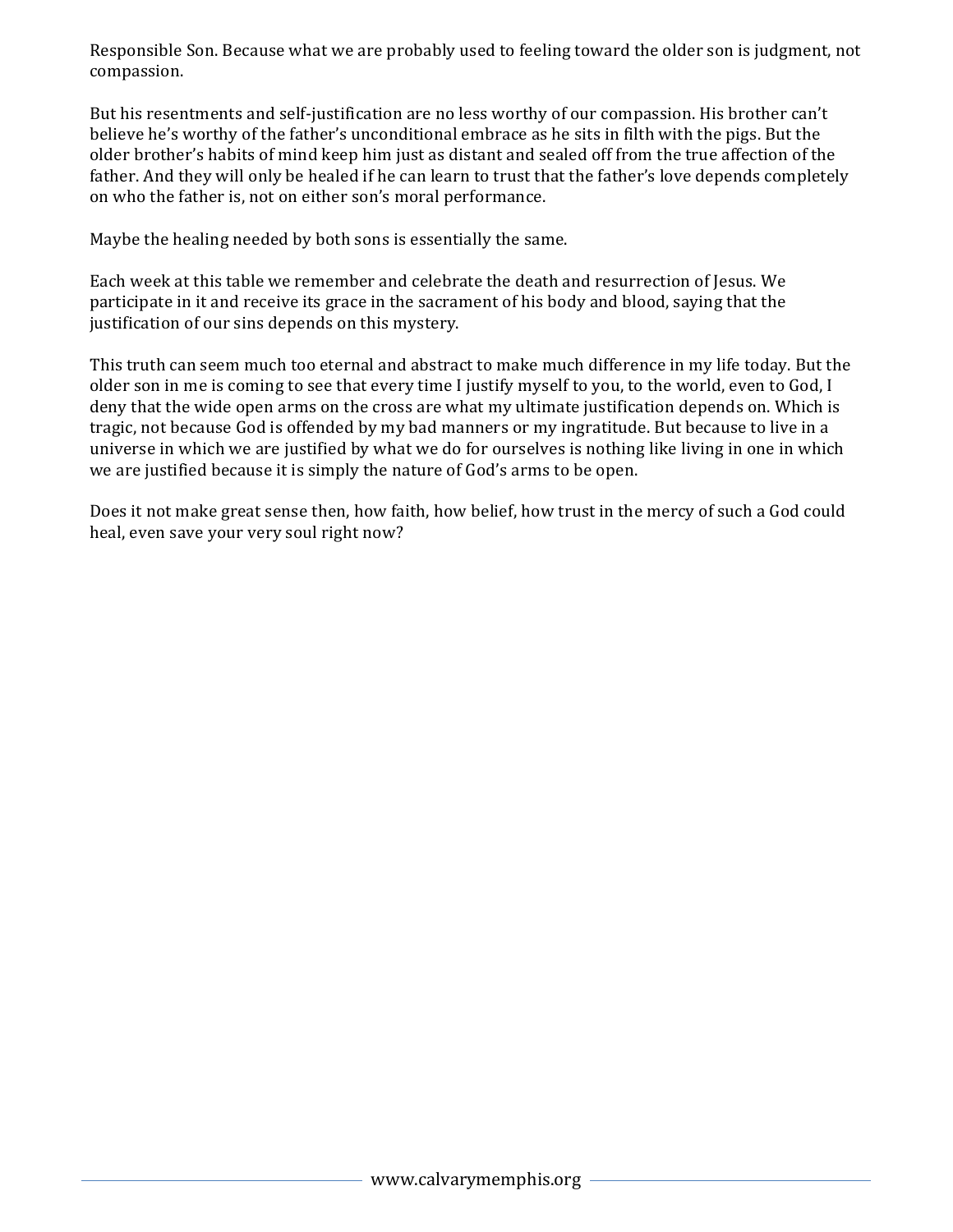Responsible Son. Because what we are probably used to feeling toward the older son is judgment, not compassion.

But his resentments and self-justification are no less worthy of our compassion. His brother can't believe he's worthy of the father's unconditional embrace as he sits in filth with the pigs. But the older brother's habits of mind keep him just as distant and sealed off from the true affection of the father. And they will only be healed if he can learn to trust that the father's love depends completely on who the father is, not on either son's moral performance.

Maybe the healing needed by both sons is essentially the same.

Each week at this table we remember and celebrate the death and resurrection of Jesus. We participate in it and receive its grace in the sacrament of his body and blood, saying that the justification of our sins depends on this mystery.

This truth can seem much too eternal and abstract to make much difference in my life today. But the older son in me is coming to see that every time I justify myself to you, to the world, even to God, I deny that the wide open arms on the cross are what my ultimate justification depends on. Which is tragic, not because God is offended by my bad manners or my ingratitude. But because to live in a universe in which we are justified by what we do for ourselves is nothing like living in one in which we are justified because it is simply the nature of God's arms to be open.

Does it not make great sense then, how faith, how belief, how trust in the mercy of such a God could heal, even save your very soul right now?